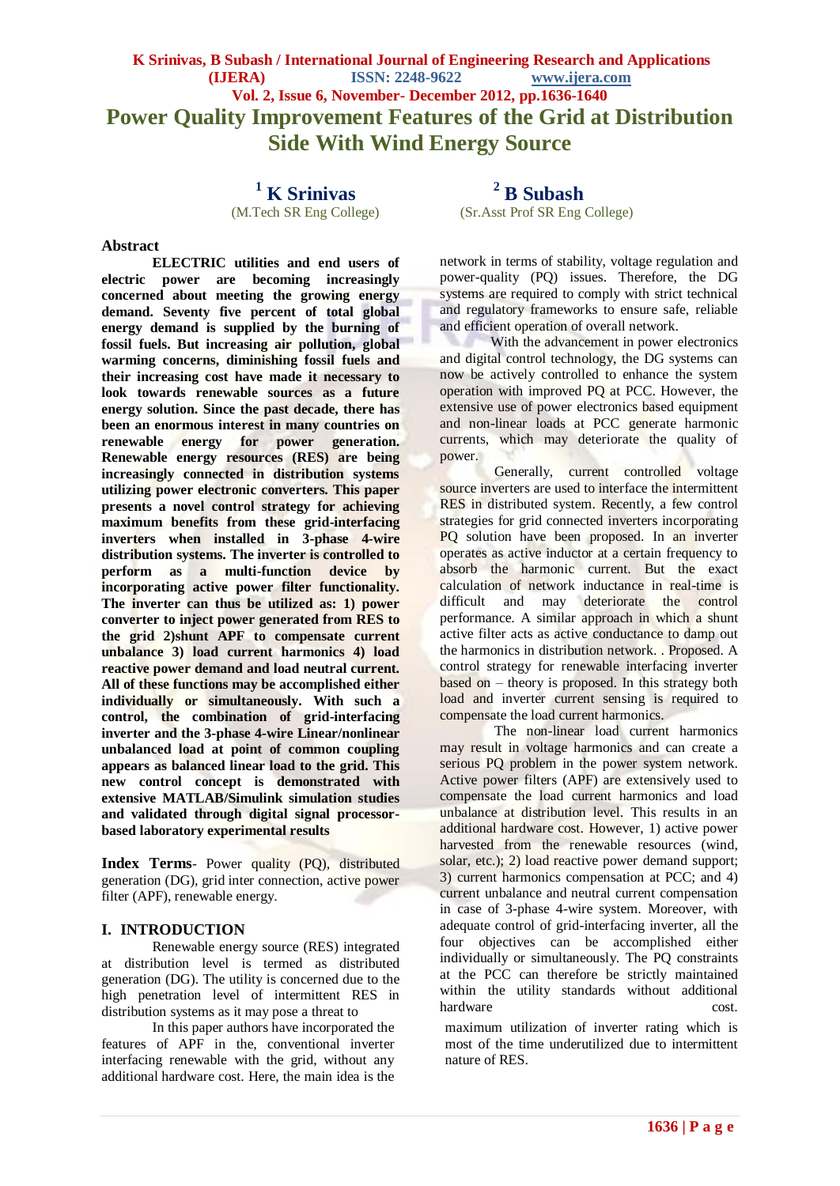# Power Quality Improvement Features of the Grid at Distribution Side With Wind Energy Source

**[1] K Srinivas**
(M.Tech SR Eng College)

**[2] B Subash**
(Sr.Asst Prof SR Eng College)

## Abstract

**ELECTRIC utilities and end users of electric power are becoming increasingly concerned about meeting the growing energy demand. Seventy five percent of total global energy demand is supplied by the burning of fossil fuels. But increasing air pollution, global warming concerns, diminishing fossil fuels and their increasing cost have made it necessary to look towards renewable sources as a future energy solution. Since the past decade, there has been an enormous interest in many countries on renewable energy for power generation. Renewable energy resources (RES) are being increasingly connected in distribution systems utilizing power electronic converters. This paper presents a novel control strategy for achieving maximum benefits from these grid-interfacing inverters when installed in 3-phase 4-wire distribution systems. The inverter is controlled to perform as a multi-function device by incorporating active power filter functionality. The inverter can thus be utilized as: 1) power converter to inject power generated from RES to the grid 2)shunt APF to compensate current unbalance 3) load current harmonics 4) load reactive power demand and load neutral current. All of these functions may be accomplished either individually or simultaneously. With such a control, the combination of grid-interfacing inverter and the 3-phase 4-wire Linear/nonlinear unbalanced load at point of common coupling appears as balanced linear load to the grid. This new control concept is demonstrated with extensive MATLAB/Simulink simulation studies and validated through digital signal processor-based laboratory experimental results**

**Index Terms**- Power quality (PQ), distributed generation (DG), grid inter connection, active power filter (APF), renewable energy.

## I. INTRODUCTION

Renewable energy source (RES) integrated at distribution level is termed as distributed generation (DG). The utility is concerned due to the high penetration level of intermittent RES in distribution systems as it may pose a threat to network in terms of stability, voltage regulation and power-quality (PQ) issues. Therefore, the DG systems are required to comply with strict technical and regulatory frameworks to ensure safe, reliable and efficient operation of overall network.

With the advancement in power electronics and digital control technology, the DG systems can now be actively controlled to enhance the system operation with improved PQ at PCC. However, the extensive use of power electronics based equipment and non-linear loads at PCC generate harmonic currents, which may deteriorate the quality of power.

Generally, current controlled voltage source inverters are used to interface the intermittent RES in distributed system. Recently, a few control strategies for grid connected inverters incorporating PQ solution have been proposed. In an inverter operates as active inductor at a certain frequency to absorb the harmonic current. But the exact calculation of network inductance in real-time is difficult and may deteriorate the control performance. A similar approach in which a shunt active filter acts as active conductance to damp out the harmonics in distribution network. . Proposed. A control strategy for renewable interfacing inverter based on – theory is proposed. In this strategy both load and inverter current sensing is required to compensate the load current harmonics.

The non-linear load current harmonics may result in voltage harmonics and can create a serious PQ problem in the power system network. Active power filters (APF) are extensively used to compensate the load current harmonics and load unbalance at distribution level. This results in an additional hardware cost. However, 1) active power harvested from the renewable resources (wind, solar, etc.); 2) load reactive power demand support; 3) current harmonics compensation at PCC; and 4) current unbalance and neutral current compensation in case of 3-phase 4-wire system. Moreover, with adequate control of grid-interfacing inverter, all the four objectives can be accomplished either individually or simultaneously. The PQ constraints at the PCC can therefore be strictly maintained within the utility standards without additional hardware cost.

In this paper authors have incorporated the features of APF in the, conventional inverter interfacing renewable with the grid, without any additional hardware cost. Here, the main idea is the maximum utilization of inverter rating which is most of the time underutilized due to intermittent nature of RES.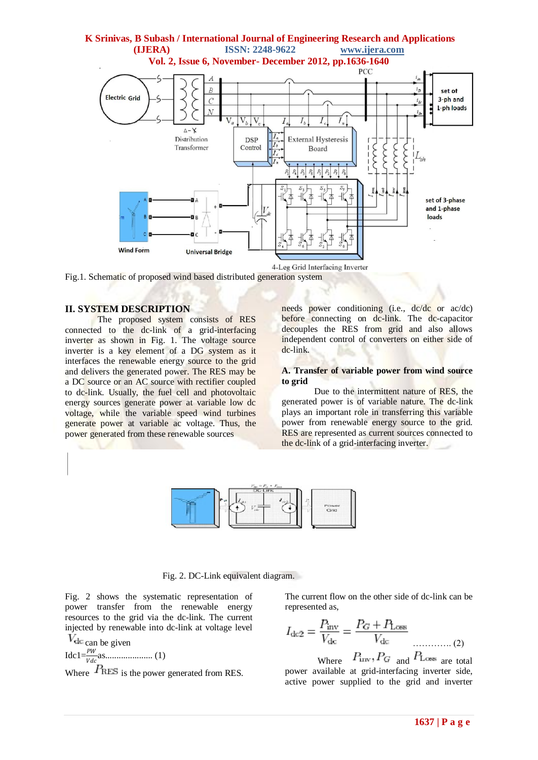Fig.1. Schematic of proposed wind based distributed generation system

## II. SYSTEM DESCRIPTION

The proposed system consists of RES connected to the dc-link of a grid-interfacing inverter as shown in Fig. 1. The voltage source inverter is a key element of a DG system as it interfaces the renewable energy source to the grid and delivers the generated power. The RES may be a DC source or an AC source with rectifier coupled to dc-link. Usually, the fuel cell and photovoltaic energy sources generate power at variable low dc voltage, while the variable speed wind turbines generate power at variable ac voltage. Thus, the power generated from these renewable sources needs power conditioning (i.e., dc/dc or ac/dc) before connecting on dc-link. The dc-capacitor decouples the RES from grid and also allows independent control of converters on either side of dc-link.

### A. Transfer of variable power from wind source to grid

Due to the intermittent nature of RES, the generated power is of variable nature. The dc-link plays an important role in transferring this variable power from renewable energy source to the grid. RES are represented as current sources connected to the dc-link of a grid-interfacing inverter.

Fig. 2. DC-Link equivalent diagram.

Fig. 2 shows the systematic representation of power transfer from the renewable energy resources to the grid via the dc-link. The current injected by renewable into dc-link at voltage level $V_{dc}$ can be given

Idc1= $\frac{PW}{Vdc}$ as..................... (1)

Where $P_{RES}$ is the power generated from RES.

The current flow on the other side of dc-link can be represented as,

$$I_{dc2} = \frac{P_{inv}}{V_{dc}} = \frac{P_G + P_{Loss}}{V_{dc}} \quad \text{............. (2)}$$

Where $P_{inv}$, $P_G$ and $P_{Loss}$ are total power available at grid-interfacing inverter side, active power supplied to the grid and inverter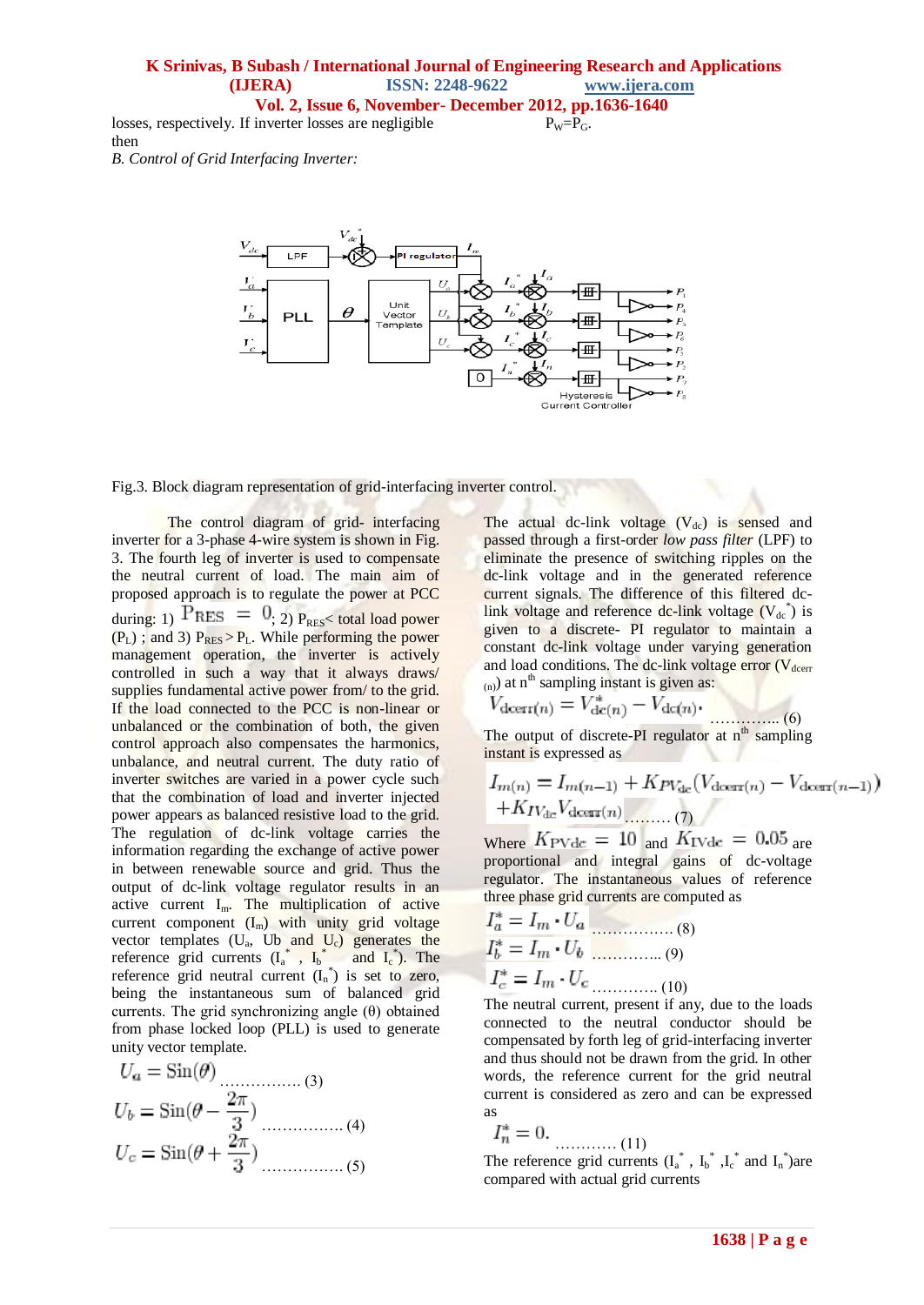losses, respectively. If inverter losses are negligible then $P_W = P_G$.

*B. Control of Grid Interfacing Inverter:*

Fig.3. Block diagram representation of grid-interfacing inverter control.

The control diagram of grid- interfacing inverter for a 3-phase 4-wire system is shown in Fig. 3. The fourth leg of inverter is used to compensate the neutral current of load. The main aim of proposed approach is to regulate the power at PCC during: 1) $P_{RES} = 0$; 2) $P_{RES} <$ total load power ($P_L$) ; and 3) $P_{RES} > P_L$. While performing the power management operation, the inverter is actively controlled in such a way that it always draws/ supplies fundamental active power from/ to the grid. If the load connected to the PCC is non-linear or unbalanced or the combination of both, the given control approach also compensates the harmonics, unbalance, and neutral current. The duty ratio of inverter switches are varied in a power cycle such that the combination of load and inverter injected power appears as balanced resistive load to the grid. The regulation of dc-link voltage carries the information regarding the exchange of active power in between renewable source and grid. Thus the output of dc-link voltage regulator results in an active current $I_m$. The multiplication of active current component ($I_m$) with unity grid voltage vector templates ($U_a$, Ub and $U_c$) generates the reference grid currents ($I_a^*$ , $I_b^*$ and $I_c^*$). The reference grid neutral current ($I_n^*$) is set to zero, being the instantaneous sum of balanced grid currents. The grid synchronizing angle (θ) obtained from phase locked loop (PLL) is used to generate unity vector template.

$$U_a = \sin(\theta) \quad \text{................ (3)}$$

$$U_b = \sin(\theta - \frac{2\pi}{3}) \quad \text{................ (4)}$$

$$U_c = \sin(\theta + \frac{2\pi}{3}) \quad \text{................ (5)}$$

The actual dc-link voltage ($V_{dc}$) is sensed and passed through a first-order *low pass filter* (LPF) to eliminate the presence of switching ripples on the dc-link voltage and in the generated reference current signals. The difference of this filtered dc-link voltage and reference dc-link voltage ($V_{dc}^*$) is given to a discrete- PI regulator to maintain a constant dc-link voltage under varying generation and load conditions. The dc-link voltage error ($V_{dcerr (n)}$) at n[th] sampling instant is given as:

$$V_{dcerr(n)} = V^*_{dc(n)} - V_{dc(n)}. \quad \text{.............. (6)}$$

The output of discrete-PI regulator at n[th] sampling instant is expressed as

$$I_{m(n)} = I_{m(n-1)} + K_{PV_{dc}}(V_{dcerr(n)} - V_{dcerr(n-1)}) + K_{IV_{dc}}V_{dcerr(n)} \quad \text{......... (7)}$$

Where $K_{PVdc} = 10$ and $K_{IVdc} = 0.05$ are proportional and integral gains of dc-voltage regulator. The instantaneous values of reference three phase grid currents are computed as

$$I_a^* = I_m \cdot U_a \quad \text{................ (8)}$$

$$I_b^* = I_m \cdot U_b \quad \text{............. (9)}$$

$$I_c^* = I_m \cdot U_c \quad \text{............. (10)}$$

The neutral current, present if any, due to the loads connected to the neutral conductor should be compensated by forth leg of grid-interfacing inverter and thus should not be drawn from the grid. In other words, the reference current for the grid neutral current is considered as zero and can be expressed as

$$I_n^* = 0. \quad \text{............ (11)}$$

The reference grid currents ($I_a^*$ , $I_b^*$ ,$I_c^*$ and $I_n^*$)are compared with actual grid currents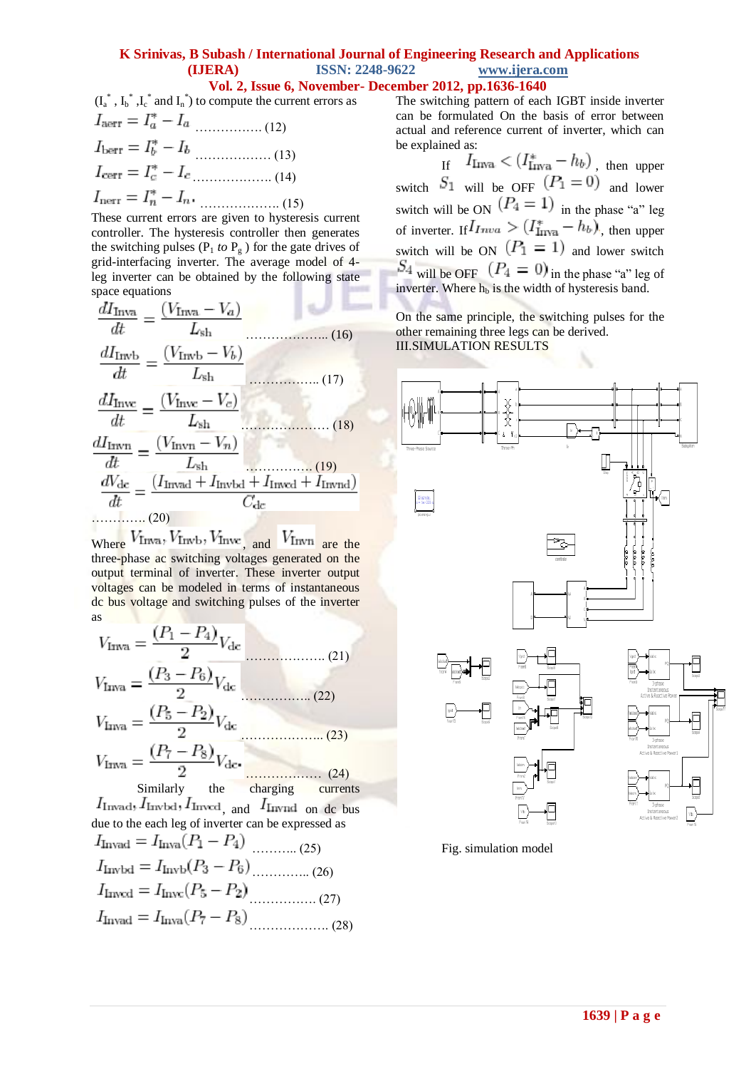($I_a^*$, $I_b^*$, $I_c^*$ and $I_n^*$) to compute the current errors as

$$I_{aerr} = I_a^* - I_a \quad \text{……………. (12)}$$

$$I_{berr} = I_b^* - I_b \quad \text{……………… (13)}$$

$$I_{cerr} = I_c^* - I_c \quad \text{………………. (14)}$$

$$I_{nerr} = I_n^* - I_n. \quad \text{………………. (15)}$$

These current errors are given to hysteresis current controller. The hysteresis controller then generates the switching pulses ($P_1$ *to* $P_8$ ) for the gate drives of grid-interfacing inverter. The average model of 4-leg inverter can be obtained by the following state space equations

$$\frac{dI_{\text{Inva}}}{dt} = \frac{(V_{\text{Inva}} - V_a)}{L_{\text{sh}}} \quad \text{……………….. (16)}$$

$$\frac{dI_{\text{Invb}}}{dt} = \frac{(V_{\text{Invb}} - V_b)}{L_{\text{sh}}} \quad \text{……………. (17)}$$

$$\frac{dI_{\text{Invc}}}{dt} = \frac{(V_{\text{Invc}} - V_c)}{L_{\text{sh}}} \quad \text{………………… (18)}$$

$$\frac{dI_{\text{Invn}}}{dt} = \frac{(V_{\text{Invn}} - V_n)}{L_{\text{sh}}} \quad \text{……………. (19)}$$

$$\frac{dV_{\text{dc}}}{dt} = \frac{(I_{\text{Invad}} + I_{\text{Invbd}} + I_{\text{Invcd}} + I_{\text{Invnd}})}{C_{\text{dc}}} \quad \text{………… (20)}$$

Where $V_{\text{Inva}}, V_{\text{Invb}}, V_{\text{Invc}}$, and $V_{\text{Invn}}$ are the three-phase ac switching voltages generated on the output terminal of inverter. These inverter output voltages can be modeled in terms of instantaneous dc bus voltage and switching pulses of the inverter as

$$V_{\text{Inva}} = \frac{(P_1 - P_4)}{2} V_{\text{dc}} \quad \text{………………. (21)}$$

$$V_{\text{Inva}} = \frac{(P_3 - P_6)}{2} V_{\text{dc}} \quad \text{……………. (22)}$$

$$V_{\text{Inva}} = \frac{(P_5 - P_2)}{2} V_{\text{dc}} \quad \text{……………….. (23)}$$

$$V_{\text{Inva}} = \frac{(P_7 - P_8)}{2} V_{\text{dc}}. \quad \text{……………… (24)}$$

Similarly the charging currents $I_{\text{Invad}}, I_{\text{Invbd}}, I_{\text{Invcd}}$, and $I_{\text{Invnd}}$ on dc bus due to the each leg of inverter can be expressed as

$$I_{\text{Invad}} = I_{\text{Inva}}(P_1 - P_4) \quad \text{……….. (25)}$$

$$I_{\text{Invbd}} = I_{\text{Invb}}(P_3 - P_6) \quad \text{………….. (26)}$$

$$I_{\text{Invcd}} = I_{\text{Invc}}(P_5 - P_2) \quad \text{……………. (27)}$$

$$I_{\text{Invad}} = I_{\text{Inva}}(P_7 - P_8) \quad \text{………………. (28)}$$

The switching pattern of each IGBT inside inverter can be formulated On the basis of error between actual and reference current of inverter, which can be explained as:

If $I_{\text{Inva}} < (I_{\text{Inva}}^* - h_b)$, then upper switch $S_1$ will be OFF $(P_1 = 0)$ and lower switch will be ON $(P_4 = 1)$ in the phase "a" leg of inverter. If $I_{Inva} > (I_{\text{Inva}}^* - h_b)$, then upper switch will be ON $(P_1 = 1)$ and lower switch $S_4$ will be OFF $(P_4 = 0)$ in the phase "a" leg of inverter. Where $h_b$ is the width of hysteresis band.

On the same principle, the switching pulses for the other remaining three legs can be derived.

## III.SIMULATION RESULTS

Fig. simulation model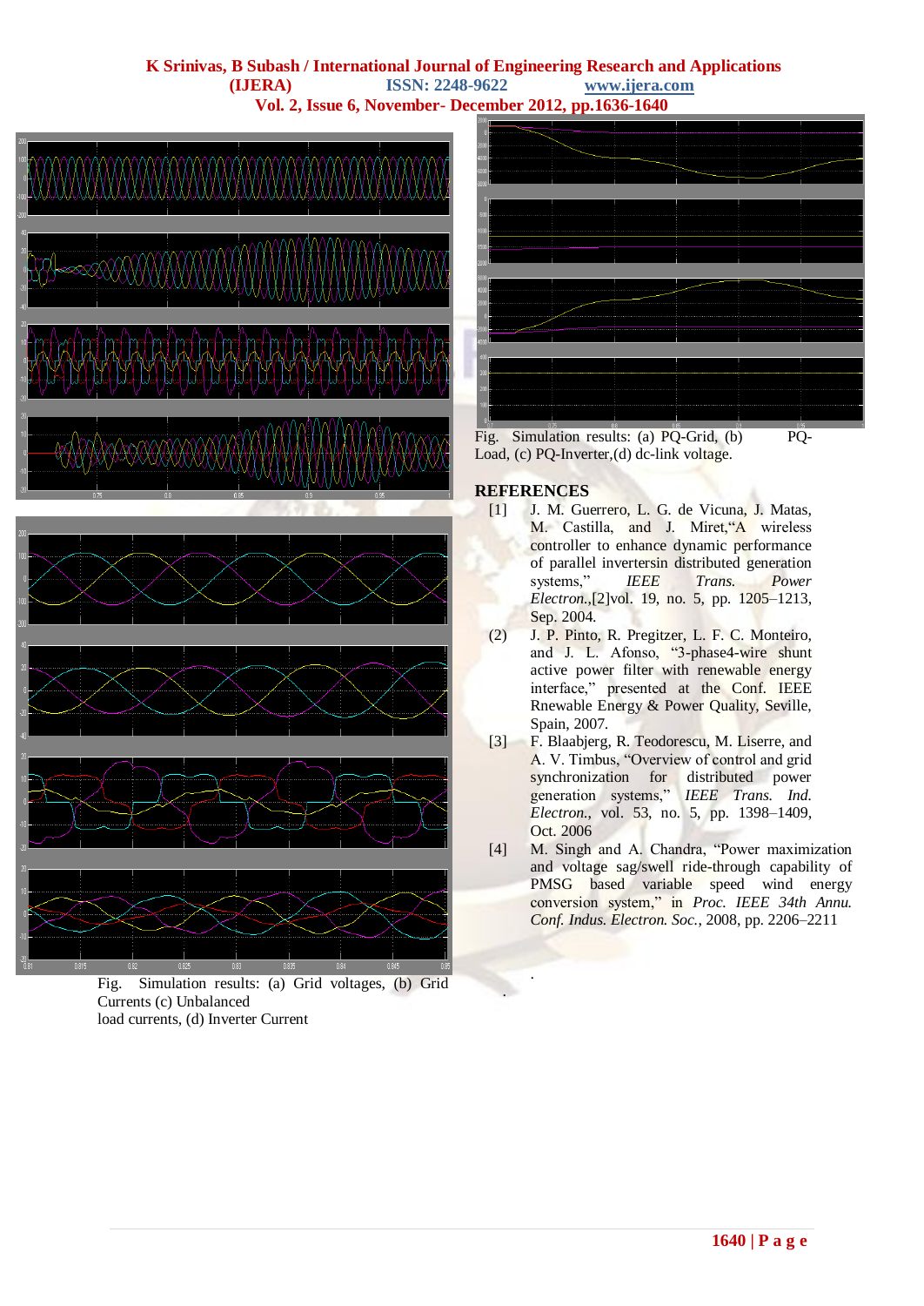Fig. Simulation results: (a) Grid voltages, (b) Grid Currents (c) Unbalanced load currents, (d) Inverter Current

Fig. Simulation results: (a) PQ-Grid, (b) PQ-Load, (c) PQ-Inverter,(d) dc-link voltage.

## REFERENCES

[1] J. M. Guerrero, L. G. de Vicuna, J. Matas, M. Castilla, and J. Miret,"A wireless controller to enhance dynamic performance of parallel invertersin distributed generation systems," *IEEE Trans. Power Electron.*,[2]vol. 19, no. 5, pp. 1205–1213, Sep. 2004.

(2) J. P. Pinto, R. Pregitzer, L. F. C. Monteiro, and J. L. Afonso, "3-phase4-wire shunt active power filter with renewable energy interface," presented at the Conf. IEEE Rnewable Energy & Power Quality, Seville, Spain, 2007.

[3] F. Blaabjerg, R. Teodorescu, M. Liserre, and A. V. Timbus, "Overview of control and grid synchronization for distributed power generation systems," *IEEE Trans. Ind. Electron.*, vol. 53, no. 5, pp. 1398–1409, Oct. 2006

[4] M. Singh and A. Chandra, "Power maximization and voltage sag/swell ride-through capability of PMSG based variable speed wind energy conversion system," in *Proc. IEEE 34th Annu. Conf. Indus. Electron. Soc.*, 2008, pp. 2206–2211